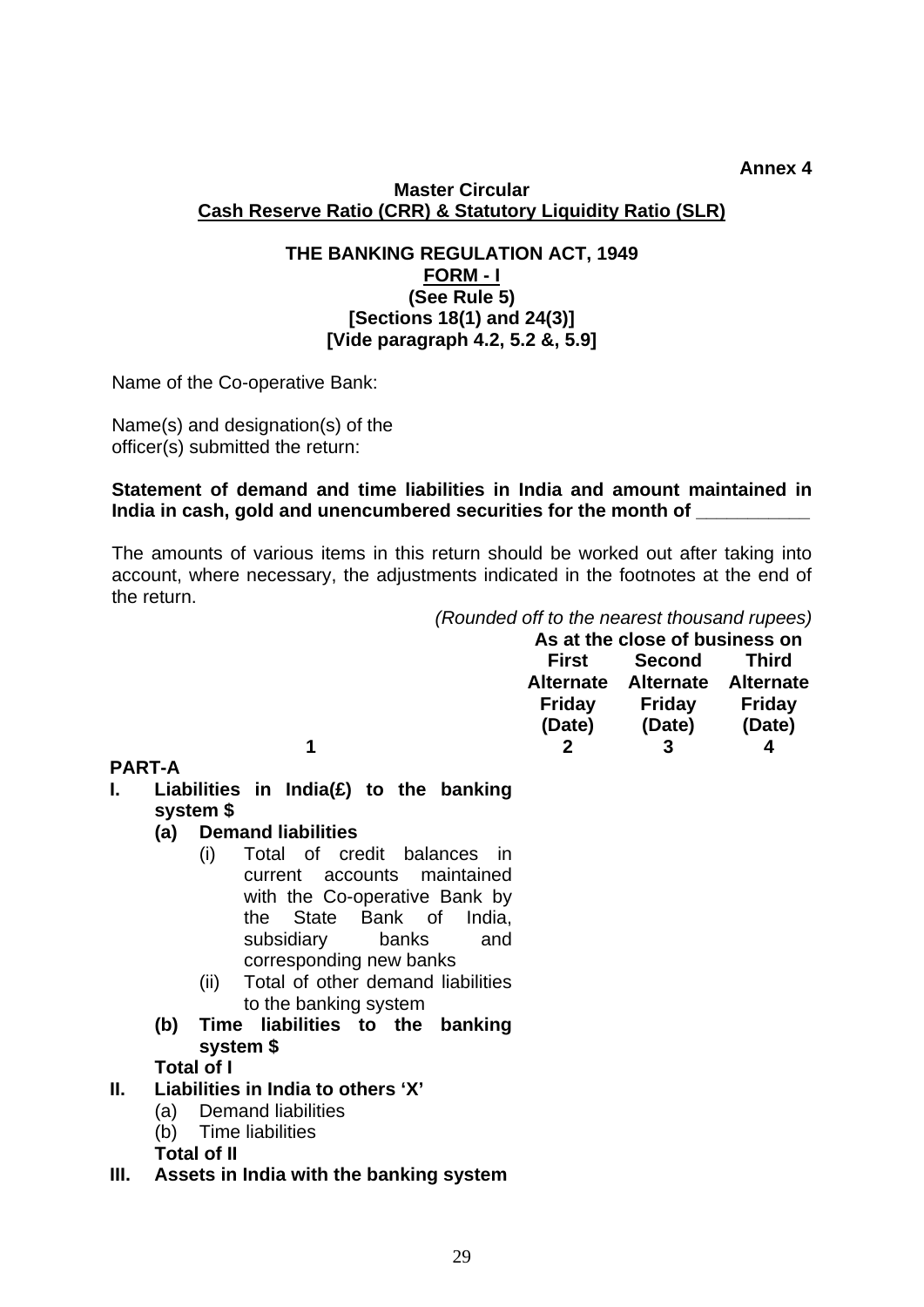**Annex 4**

**Master Circular**
**Cash Reserve Ratio (CRR) & Statutory Liquidity Ratio (SLR)**

**THE BANKING REGULATION ACT, 1949**
**FORM - I**
**(See Rule 5)**
**[Sections 18(1) and 24(3)]**
**[Vide paragraph 4.2, 5.2 &, 5.9]**

Name of the Co-operative Bank:

Name(s) and designation(s) of the officer(s) submitted the return:

**Statement of demand and time liabilities in India and amount maintained in India in cash, gold and unencumbered securities for the month of \_\_\_\_\_\_\_\_\_\_\_**

The amounts of various items in this return should be worked out after taking into account, where necessary, the adjustments indicated in the footnotes at the end of the return.

*(Rounded off to the nearest thousand rupees)*

| | As at the close of business on | | |
|---|---|---|---|
| | **First Alternate Friday (Date)** | **Second Alternate Friday (Date)** | **Third Alternate Friday (Date)** |
| **1** | **2** | **3** | **4** |
| **PART-A** | | | |
| **I. Liabilities in India(£) to the banking system $** | | | |
| **(a) Demand liabilities** | | | |
| (i) Total of credit balances in current accounts maintained with the Co-operative Bank by the State Bank of India, subsidiary banks and corresponding new banks | | | |
| (ii) Total of other demand liabilities to the banking system | | | |
| **(b) Time liabilities to the banking system $** | | | |
| **Total of I** | | | |
| **II. Liabilities in India to others 'X'** | | | |
| (a) Demand liabilities | | | |
| (b) Time liabilities | | | |
| **Total of II** | | | |
| **III. Assets in India with the banking system** | | | |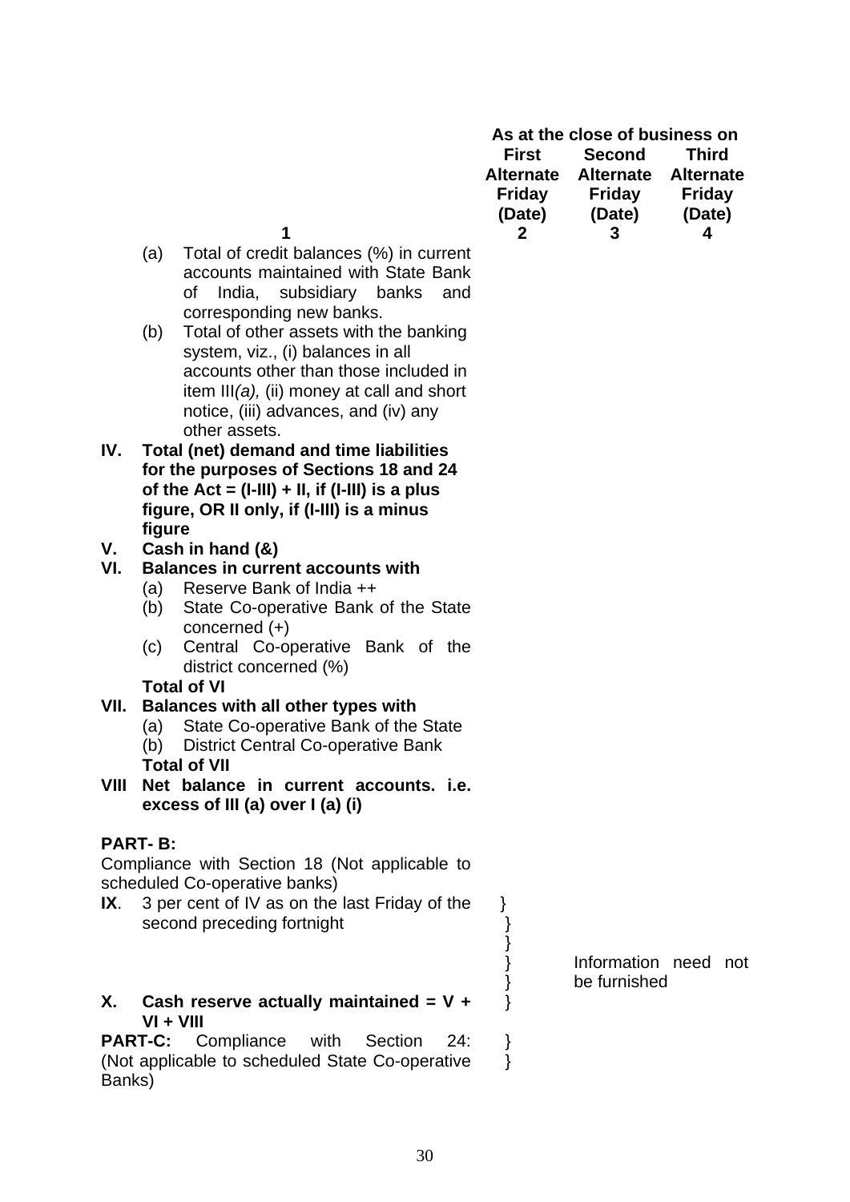| 1 | As at the close of business on First Alternate Friday (Date) 2 | Second Alternate Friday (Date) 3 | Third Alternate Friday (Date) 4 |
|---|---|---|---|
| (a) Total of credit balances (%) in current accounts maintained with State Bank of India, subsidiary banks and corresponding new banks. | | | |
| (b) Total of other assets with the banking system, viz., (i) balances in all accounts other than those included in item III*(a),* (ii) money at call and short notice, (iii) advances, and (iv) any other assets. | | | |
| **IV. Total (net) demand and time liabilities for the purposes of Sections 18 and 24 of the Act = (I-III) + II, if (I-III) is a plus figure, OR II only, if (I-III) is a minus figure** | | | |
| **V. Cash in hand (&)** | | | |
| **VI. Balances in current accounts with** | | | |
| (a) Reserve Bank of India ++ | | | |
| (b) State Co-operative Bank of the State concerned (+) | | | |
| (c) Central Co-operative Bank of the district concerned (%) | | | |
| **Total of VI** | | | |
| **VII. Balances with all other types with** | | | |
| (a) State Co-operative Bank of the State | | | |
| (b) District Central Co-operative Bank | | | |
| **Total of VII** | | | |
| **VIII Net balance in current accounts. i.e. excess of III (a) over I (a) (i)** | | | |

**PART- B:**

Compliance with Section 18 (Not applicable to scheduled Co-operative banks)

**IX**. 3 per cent of IV as on the last Friday of the second preceding fortnight

**X. Cash reserve actually maintained = V + VI + VIII**

} Information need not be furnished

**PART-C:** Compliance with Section 24: (Not applicable to scheduled State Co-operative Banks)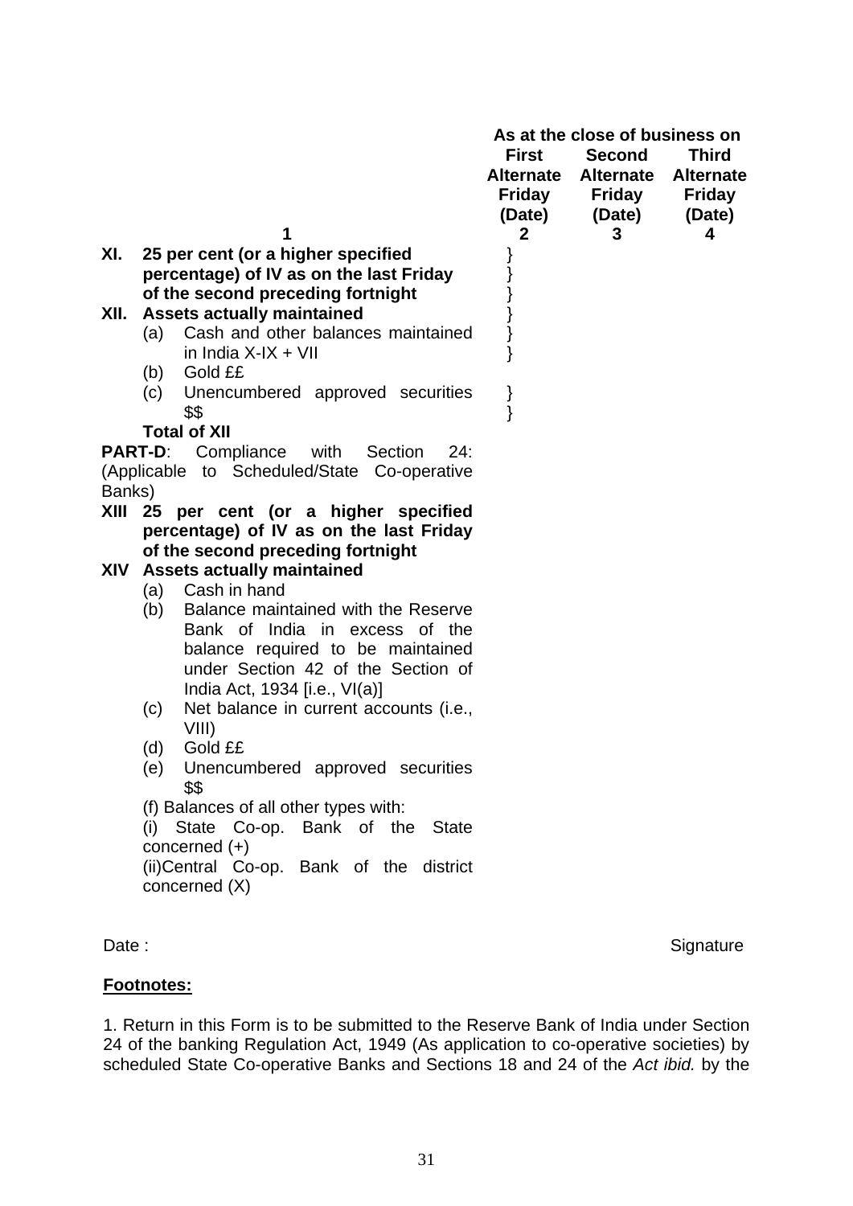| 1 | As at the close of business on First Alternate Friday (Date) 2 | Second Alternate Friday (Date) 3 | Third Alternate Friday (Date) 4 |
|---|---|---|---|
| **XI. 25 per cent (or a higher specified percentage) of IV as on the last Friday of the second preceding fortnight** | } | | |
| **XII. Assets actually maintained** | } | | |
| (a) Cash and other balances maintained in India X-IX + VII | } | | |
| (b) Gold ££ | | | |
| (c) Unencumbered approved securities $$ | } | | |
| **Total of XII** | | | |
| **PART-D**: Compliance with Section 24: (Applicable to Scheduled/State Co-operative Banks) | | | |
| **XIII 25 per cent (or a higher specified percentage) of IV as on the last Friday of the second preceding fortnight** | | | |
| **XIV Assets actually maintained** | | | |
| (a) Cash in hand | | | |
| (b) Balance maintained with the Reserve Bank of India in excess of the balance required to be maintained under Section 42 of the Section of India Act, 1934 [i.e., VI(a)] | | | |
| (c) Net balance in current accounts (i.e., VIII) | | | |
| (d) Gold ££ | | | |
| (e) Unencumbered approved securities $$ | | | |
| (f) Balances of all other types with: | | | |
| (i) State Co-op. Bank of the State concerned (+) | | | |
| (ii)Central Co-op. Bank of the district concerned (X) | | | |

Date : Signature

**Footnotes:**

1. Return in this Form is to be submitted to the Reserve Bank of India under Section 24 of the banking Regulation Act, 1949 (As application to co-operative societies) by scheduled State Co-operative Banks and Sections 18 and 24 of the *Act ibid.* by the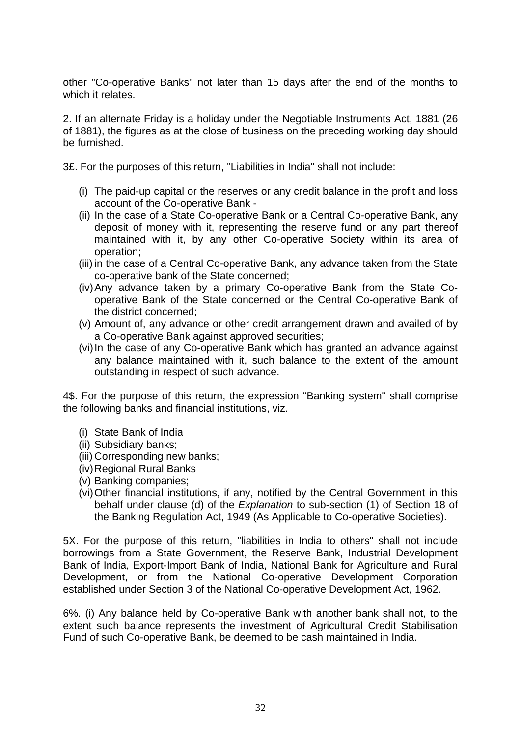other "Co-operative Banks" not later than 15 days after the end of the months to which it relates.

2. If an alternate Friday is a holiday under the Negotiable Instruments Act, 1881 (26 of 1881), the figures as at the close of business on the preceding working day should be furnished.

3£. For the purposes of this return, "Liabilities in India" shall not include:

(i) The paid-up capital or the reserves or any credit balance in the profit and loss account of the Co-operative Bank -
(ii) In the case of a State Co-operative Bank or a Central Co-operative Bank, any deposit of money with it, representing the reserve fund or any part thereof maintained with it, by any other Co-operative Society within its area of operation;
(iii) in the case of a Central Co-operative Bank, any advance taken from the State co-operative bank of the State concerned;
(iv) Any advance taken by a primary Co-operative Bank from the State Co-operative Bank of the State concerned or the Central Co-operative Bank of the district concerned;
(v) Amount of, any advance or other credit arrangement drawn and availed of by a Co-operative Bank against approved securities;
(vi) In the case of any Co-operative Bank which has granted an advance against any balance maintained with it, such balance to the extent of the amount outstanding in respect of such advance.

4$. For the purpose of this return, the expression "Banking system" shall comprise the following banks and financial institutions, viz.

(i) State Bank of India
(ii) Subsidiary banks;
(iii) Corresponding new banks;
(iv) Regional Rural Banks
(v) Banking companies;
(vi) Other financial institutions, if any, notified by the Central Government in this behalf under clause (d) of the *Explanation* to sub-section (1) of Section 18 of the Banking Regulation Act, 1949 (As Applicable to Co-operative Societies).

5X. For the purpose of this return, "liabilities in India to others" shall not include borrowings from a State Government, the Reserve Bank, Industrial Development Bank of India, Export-Import Bank of India, National Bank for Agriculture and Rural Development, or from the National Co-operative Development Corporation established under Section 3 of the National Co-operative Development Act, 1962.

6%. (i) Any balance held by Co-operative Bank with another bank shall not, to the extent such balance represents the investment of Agricultural Credit Stabilisation Fund of such Co-operative Bank, be deemed to be cash maintained in India.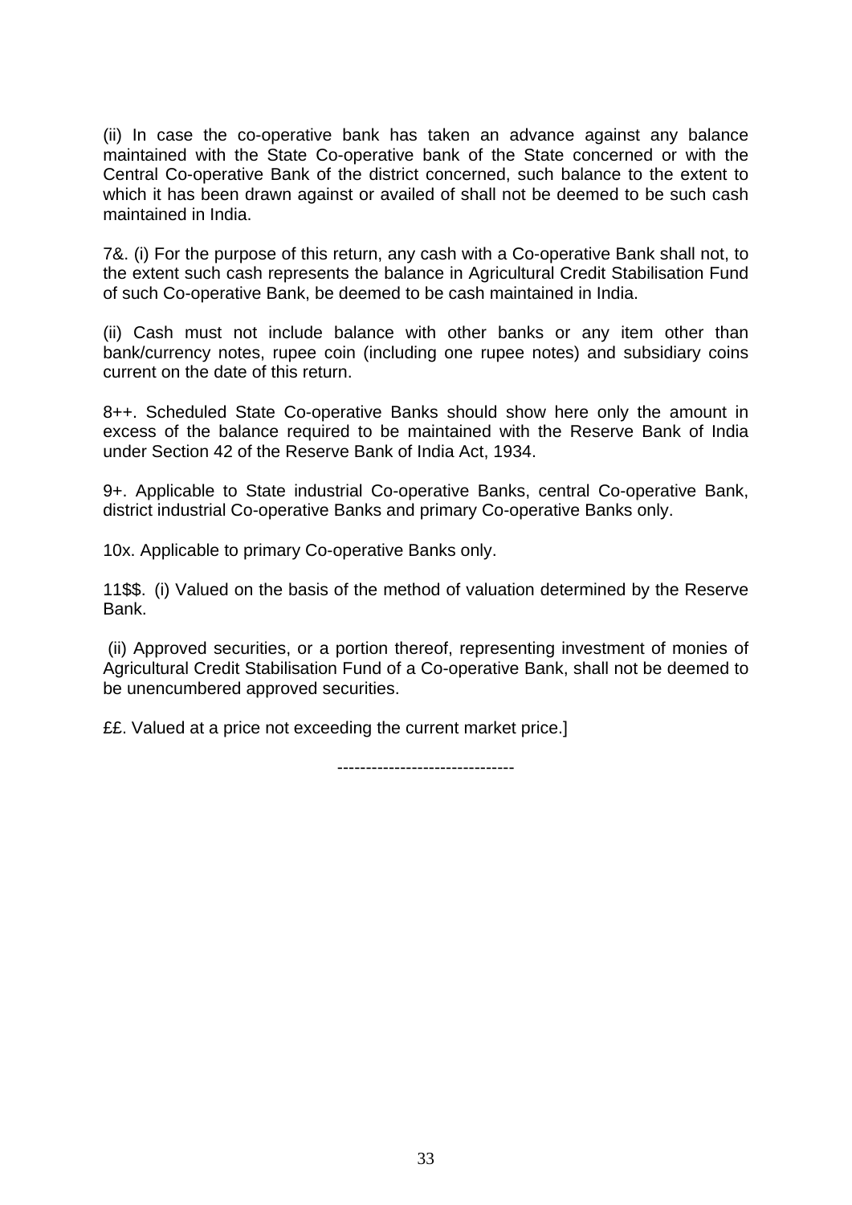(ii) In case the co-operative bank has taken an advance against any balance maintained with the State Co-operative bank of the State concerned or with the Central Co-operative Bank of the district concerned, such balance to the extent to which it has been drawn against or availed of shall not be deemed to be such cash maintained in India.

7&. (i) For the purpose of this return, any cash with a Co-operative Bank shall not, to the extent such cash represents the balance in Agricultural Credit Stabilisation Fund of such Co-operative Bank, be deemed to be cash maintained in India.

(ii) Cash must not include balance with other banks or any item other than bank/currency notes, rupee coin (including one rupee notes) and subsidiary coins current on the date of this return.

8++. Scheduled State Co-operative Banks should show here only the amount in excess of the balance required to be maintained with the Reserve Bank of India under Section 42 of the Reserve Bank of India Act, 1934.

9+. Applicable to State industrial Co-operative Banks, central Co-operative Bank, district industrial Co-operative Banks and primary Co-operative Banks only.

10x. Applicable to primary Co-operative Banks only.

11$$. (i) Valued on the basis of the method of valuation determined by the Reserve Bank.

(ii) Approved securities, or a portion thereof, representing investment of monies of Agricultural Credit Stabilisation Fund of a Co-operative Bank, shall not be deemed to be unencumbered approved securities.

££. Valued at a price not exceeding the current market price.]

-------------------------------